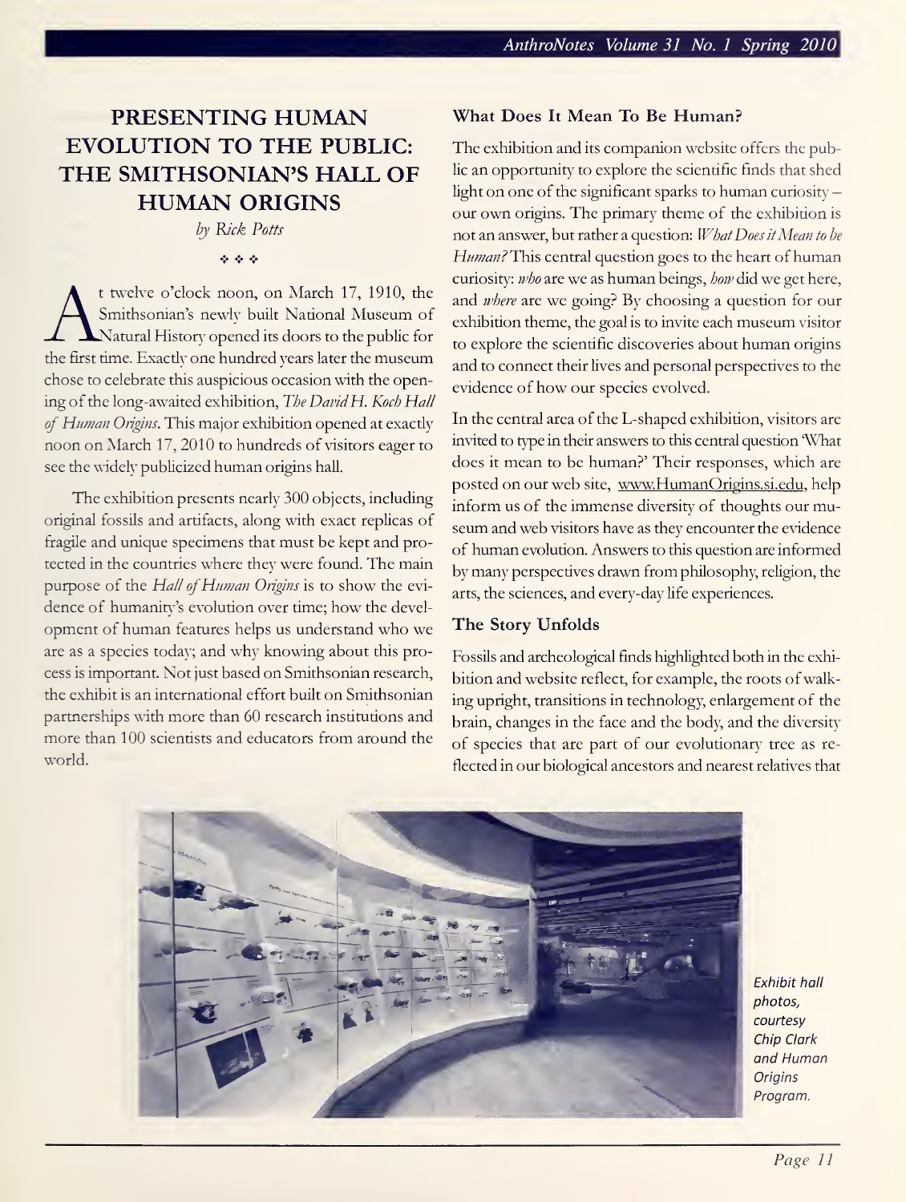# PRESENTING HUMAN EVOLUTION TO THE PUBLIC: THE SMITHSONIAN'S HALL OF HUMAN ORIGINS

*by Rick Potts*

❖ ❖ ❖

At twelve o'clock noon, on March 17, 1910, the Smithsonian's newly built National Museum of Natural History opened its doors to the public for the first time. Exactly one hundred years later the museum chose to celebrate this auspicious occasion with the opening of the long-awaited exhibition, *The David H. Koch Hall of Human Origins.* This major exhibition opened at exactly noon on March 17, 2010 to hundreds of visitors eager to see the widely publicized human origins hall.

The exhibition presents nearly 300 objects, including original fossils and artifacts, along with exact replicas of fragile and unique specimens that must be kept and protected in the countries where they were found. The main purpose of the *Hall of Human Origins* is to show the evidence of humanity's evolution over time; how the development of human features helps us understand who we are as a species today; and why knowing about this process is important. Not just based on Smithsonian research, the exhibit is an international effort built on Smithsonian partnerships with more than 60 research institutions and more than 100 scientists and educators from around the world.

## What Does It Mean To Be Human?

The exhibition and its companion website offers the public an opportunity to explore the scientific finds that shed light on one of the significant sparks to human curiosity – our own origins. The primary theme of the exhibition is not an answer, but rather a question: *What Does it Mean to be Human?* This central question goes to the heart of human curiosity: *who* are we as human beings, *how* did we get here, and *where* are we going? By choosing a question for our exhibition theme, the goal is to invite each museum visitor to explore the scientific discoveries about human origins and to connect their lives and personal perspectives to the evidence of how our species evolved.

In the central area of the L-shaped exhibition, visitors are invited to type in their answers to this central question 'What does it mean to be human?' Their responses, which are posted on our web site, www.HumanOrigins.si.edu, help inform us of the immense diversity of thoughts our museum and web visitors have as they encounter the evidence of human evolution. Answers to this question are informed by many perspectives drawn from philosophy, religion, the arts, the sciences, and every-day life experiences.

## The Story Unfolds

Fossils and archeological finds highlighted both in the exhibition and website reflect, for example, the roots of walking upright, transitions in technology, enlargement of the brain, changes in the face and the body, and the diversity of species that are part of our evolutionary tree as reflected in our biological ancestors and nearest relatives that

*Exhibit hall photos, courtesy Chip Clark and Human Origins Program.*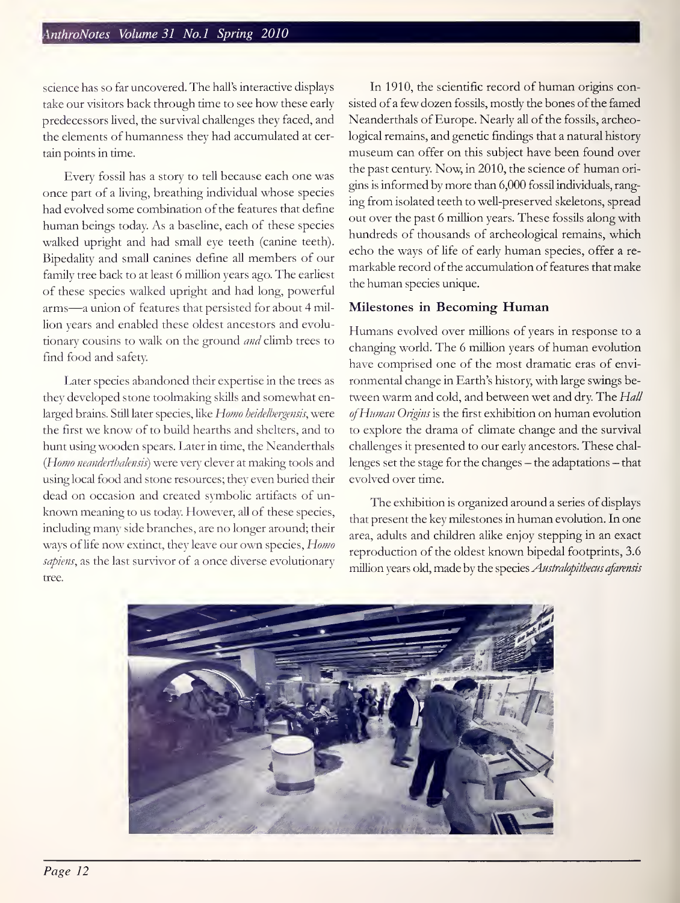science has so far uncovered. The hall's interactive displays take our visitors back through time to see how these early predecessors lived, the survival challenges they faced, and the elements of humanness they had accumulated at certain points in time.

Every fossil has a story to tell because each one was once part of a living, breathing individual whose species had evolved some combination of the features that define human beings today. As a baseline, each of these species walked upright and had small eye teeth (canine teeth). Bipedality and small canines define all members of our family tree back to at least 6 million years ago. The earliest of these species walked upright and had long, powerful arms—a union of features that persisted for about 4 million years and enabled these oldest ancestors and evolutionary cousins to walk on the ground *and* climb trees to find food and safety.

Later species abandoned their expertise in the trees as they developed stone toolmaking skills and somewhat enlarged brains. Still later species, like *Homo heidelbergensis*, were the first we know of to build hearths and shelters, and to hunt using wooden spears. Later in time, the Neanderthals (*Homo neanderthalensis*) were very clever at making tools and using local food and stone resources; they even buried their dead on occasion and created symbolic artifacts of unknown meaning to us today. However, all of these species, including many side branches, are no longer around; their ways of life now extinct, they leave our own species, *Homo sapiens*, as the last survivor of a once diverse evolutionary tree.

In 1910, the scientific record of human origins consisted of a few dozen fossils, mostly the bones of the famed Neanderthals of Europe. Nearly all of the fossils, archeological remains, and genetic findings that a natural history museum can offer on this subject have been found over the past century. Now, in 2010, the science of human origins is informed by more than 6,000 fossil individuals, ranging from isolated teeth to well-preserved skeletons, spread out over the past 6 million years. These fossils along with hundreds of thousands of archeological remains, which echo the ways of life of early human species, offer a remarkable record of the accumulation of features that make the human species unique.

### Milestones in Becoming Human

Humans evolved over millions of years in response to a changing world. The 6 million years of human evolution have comprised one of the most dramatic eras of environmental change in Earth's history, with large swings between warm and cold, and between wet and dry. The *Hall of Human Origins* is the first exhibition on human evolution to explore the drama of climate change and the survival challenges it presented to our early ancestors. These challenges set the stage for the changes – the adaptations – that evolved over time.

The exhibition is organized around a series of displays that present the key milestones in human evolution. In one area, adults and children alike enjoy stepping in an exact reproduction of the oldest known bipedal footprints, 3.6 million years old, made by the species *Australopithecus afarensis*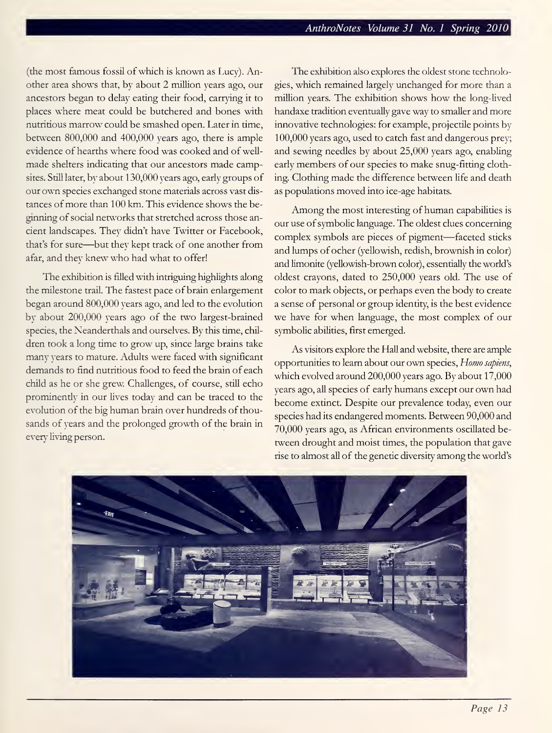(the most famous fossil of which is known as Lucy). Another area shows that, by about 2 million years ago, our ancestors began to delay eating their food, carrying it to places where meat could be butchered and bones with nutritious marrow could be smashed open. Later in time, between 800,000 and 400,000 years ago, there is ample evidence of hearths where food was cooked and of well-made shelters indicating that our ancestors made campsites. Still later, by about 130,000 years ago, early groups of our own species exchanged stone materials across vast distances of more than 100 km. This evidence shows the beginning of social networks that stretched across those ancient landscapes. They didn't have Twitter or Facebook, that's for sure—but they kept track of one another from afar, and they knew who had what to offer!

The exhibition is filled with intriguing highlights along the milestone trail. The fastest pace of brain enlargement began around 800,000 years ago, and led to the evolution by about 200,000 years ago of the two largest-brained species, the Neanderthals and ourselves. By this time, children took a long time to grow up, since large brains take many years to mature. Adults were faced with significant demands to find nutritious food to feed the brain of each child as he or she grew. Challenges, of course, still echo prominently in our lives today and can be traced to the evolution of the big human brain over hundreds of thousands of years and the prolonged growth of the brain in every living person.

The exhibition also explores the oldest stone technologies, which remained largely unchanged for more than a million years. The exhibition shows how the long-lived handaxe tradition eventually gave way to smaller and more innovative technologies: for example, projectile points by 100,000 years ago, used to catch fast and dangerous prey; and sewing needles by about 25,000 years ago, enabling early members of our species to make snug-fitting clothing. Clothing made the difference between life and death as populations moved into ice-age habitats.

Among the most interesting of human capabilities is our use of symbolic language. The oldest clues concerning complex symbols are pieces of pigment—faceted sticks and lumps of ocher (yellowish, redish, brownish in color) and limonite (yellowish-brown color), essentially the world's oldest crayons, dated to 250,000 years old. The use of color to mark objects, or perhaps even the body to create a sense of personal or group identity, is the best evidence we have for when language, the most complex of our symbolic abilities, first emerged.

As visitors explore the Hall and website, there are ample opportunities to learn about our own species, *Homo sapiens*, which evolved around 200,000 years ago. By about 17,000 years ago, all species of early humans except our own had become extinct. Despite our prevalence today, even our species had its endangered moments. Between 90,000 and 70,000 years ago, as African environments oscillated between drought and moist times, the population that gave rise to almost all of the genetic diversity among the world's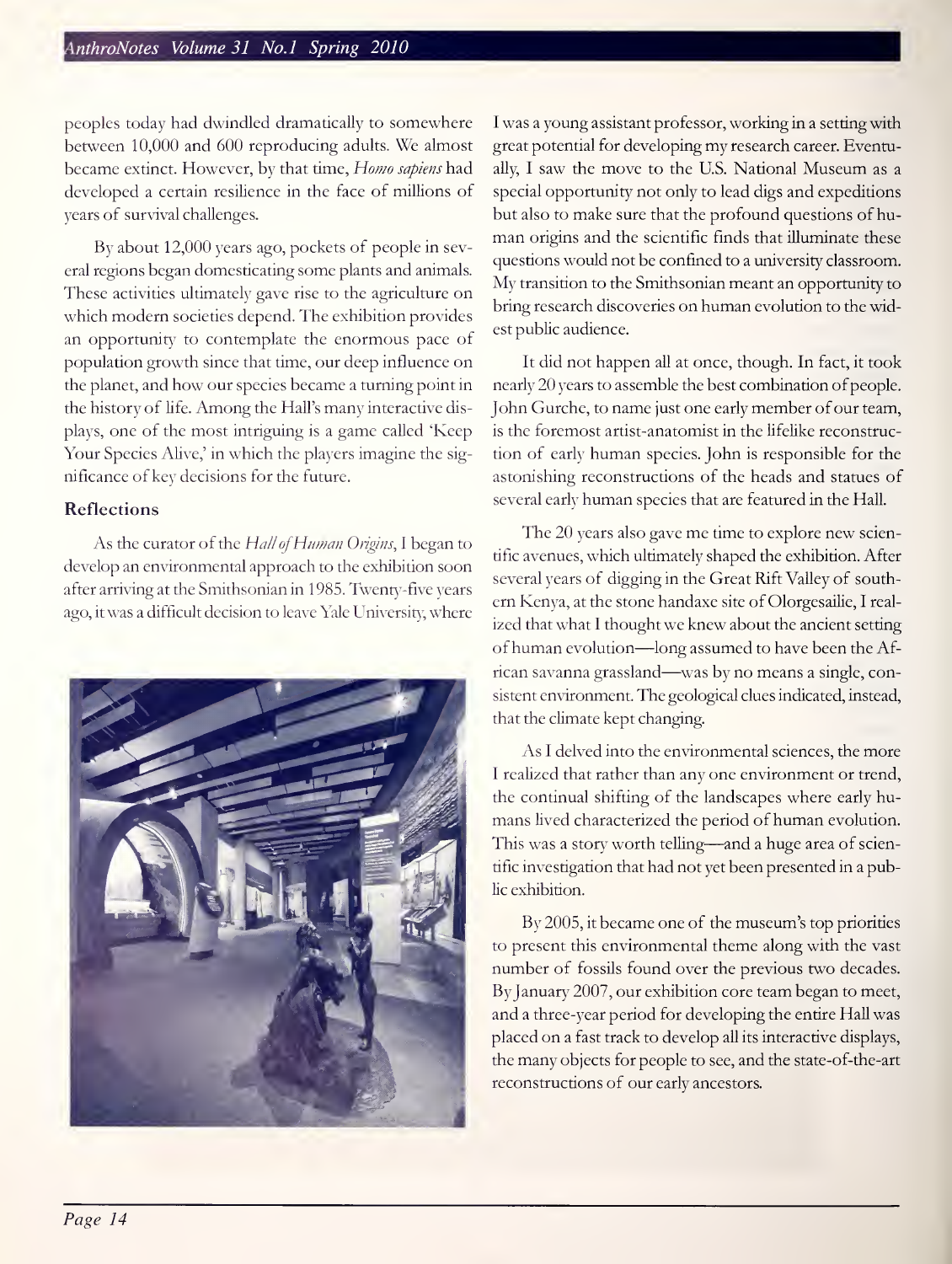peoples today had dwindled dramatically to somewhere between 10,000 and 600 reproducing adults. We almost became extinct. However, by that time, *Homo sapiens* had developed a certain resilience in the face of millions of years of survival challenges.

By about 12,000 years ago, pockets of people in several regions began domesticating some plants and animals. These activities ultimately gave rise to the agriculture on which modern societies depend. The exhibition provides an opportunity to contemplate the enormous pace of population growth since that time, our deep influence on the planet, and how our species became a turning point in the history of life. Among the Hall's many interactive displays, one of the most intriguing is a game called 'Keep Your Species Alive,' in which the players imagine the significance of key decisions for the future.

### Reflections

As the curator of the *Hall of Human Origins*, I began to develop an environmental approach to the exhibition soon after arriving at the Smithsonian in 1985. Twenty-five years ago, it was a difficult decision to leave Yale University, where I was a young assistant professor, working in a setting with great potential for developing my research career. Eventually, I saw the move to the U.S. National Museum as a special opportunity not only to lead digs and expeditions but also to make sure that the profound questions of human origins and the scientific finds that illuminate these questions would not be confined to a university classroom. My transition to the Smithsonian meant an opportunity to bring research discoveries on human evolution to the widest public audience.

It did not happen all at once, though. In fact, it took nearly 20 years to assemble the best combination of people. John Gurche, to name just one early member of our team, is the foremost artist-anatomist in the lifelike reconstruction of early human species. John is responsible for the astonishing reconstructions of the heads and statues of several early human species that are featured in the Hall.

The 20 years also gave me time to explore new scientific avenues, which ultimately shaped the exhibition. After several years of digging in the Great Rift Valley of southern Kenya, at the stone handaxe site of Olorgesailie, I realized that what I thought we knew about the ancient setting of human evolution—long assumed to have been the African savanna grassland—was by no means a single, consistent environment. The geological clues indicated, instead, that the climate kept changing.

As I delved into the environmental sciences, the more I realized that rather than any one environment or trend, the continual shifting of the landscapes where early humans lived characterized the period of human evolution. This was a story worth telling—and a huge area of scientific investigation that had not yet been presented in a public exhibition.

By 2005, it became one of the museum's top priorities to present this environmental theme along with the vast number of fossils found over the previous two decades. By January 2007, our exhibition core team began to meet, and a three-year period for developing the entire Hall was placed on a fast track to develop all its interactive displays, the many objects for people to see, and the state-of-the-art reconstructions of our early ancestors.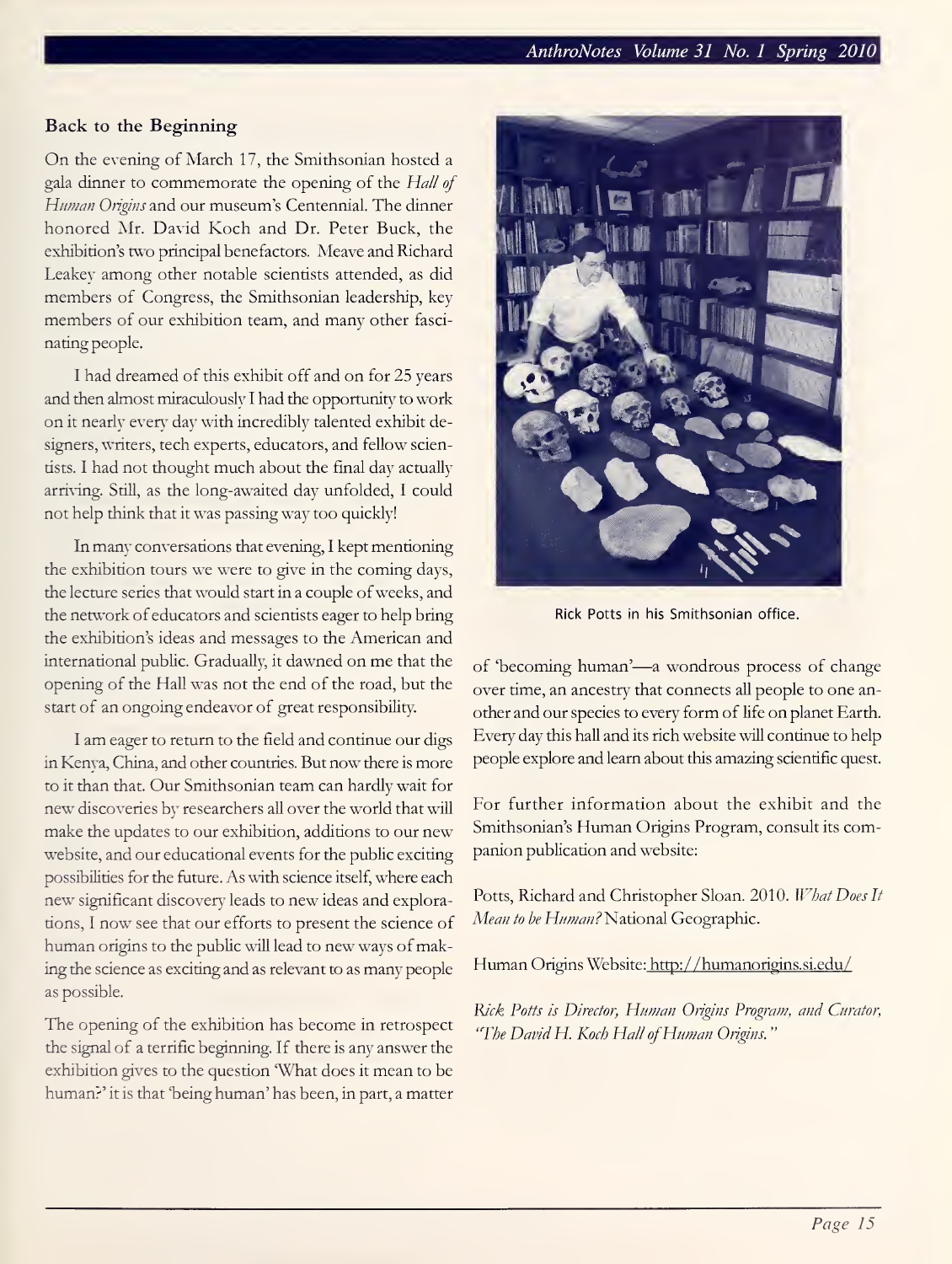### Back to the Beginning

On the evening of March 17, the Smithsonian hosted a gala dinner to commemorate the opening of the *Hall of Human Origins* and our museum's Centennial. The dinner honored Mr. David Koch and Dr. Peter Buck, the exhibition's two principal benefactors. Meave and Richard Leakey among other notable scientists attended, as did members of Congress, the Smithsonian leadership, key members of our exhibition team, and many other fascinating people.

I had dreamed of this exhibit off and on for 25 years and then almost miraculously I had the opportunity to work on it nearly every day with incredibly talented exhibit designers, writers, tech experts, educators, and fellow scientists. I had not thought much about the final day actually arriving. Still, as the long-awaited day unfolded, I could not help think that it was passing way too quickly!

In many conversations that evening, I kept mentioning the exhibition tours we were to give in the coming days, the lecture series that would start in a couple of weeks, and the network of educators and scientists eager to help bring the exhibition's ideas and messages to the American and international public. Gradually, it dawned on me that the opening of the Hall was not the end of the road, but the start of an ongoing endeavor of great responsibility.

I am eager to return to the field and continue our digs in Kenya, China, and other countries. But now there is more to it than that. Our Smithsonian team can hardly wait for new discoveries by researchers all over the world that will make the updates to our exhibition, additions to our new website, and our educational events for the public exciting possibilities for the future. As with science itself, where each new significant discovery leads to new ideas and explorations, I now see that our efforts to present the science of human origins to the public will lead to new ways of making the science as exciting and as relevant to as many people as possible.

The opening of the exhibition has become in retrospect the signal of a terrific beginning. If there is any answer the exhibition gives to the question 'What does it mean to be human?' it is that 'being human' has been, in part, a matter of 'becoming human'—a wondrous process of change over time, an ancestry that connects all people to one another and our species to every form of life on planet Earth. Every day this hall and its rich website will continue to help people explore and learn about this amazing scientific quest.

Rick Potts in his Smithsonian office.

For further information about the exhibit and the Smithsonian's Human Origins Program, consult its companion publication and website:

Potts, Richard and Christopher Sloan. 2010. *What Does It Mean to be Human?* National Geographic.

Human Origins Website: http://humanorigins.si.edu/

*Rick Potts is Director, Human Origins Program, and Curator, "The David H. Koch Hall of Human Origins."*